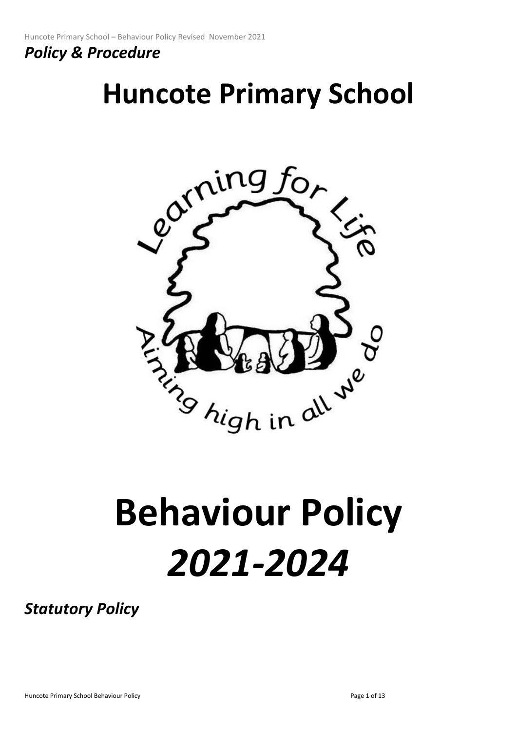*Policy & Procedure*

# Huncote Primary School

# Behaviour Policy

# *2021-2024*

***Statutory Policy***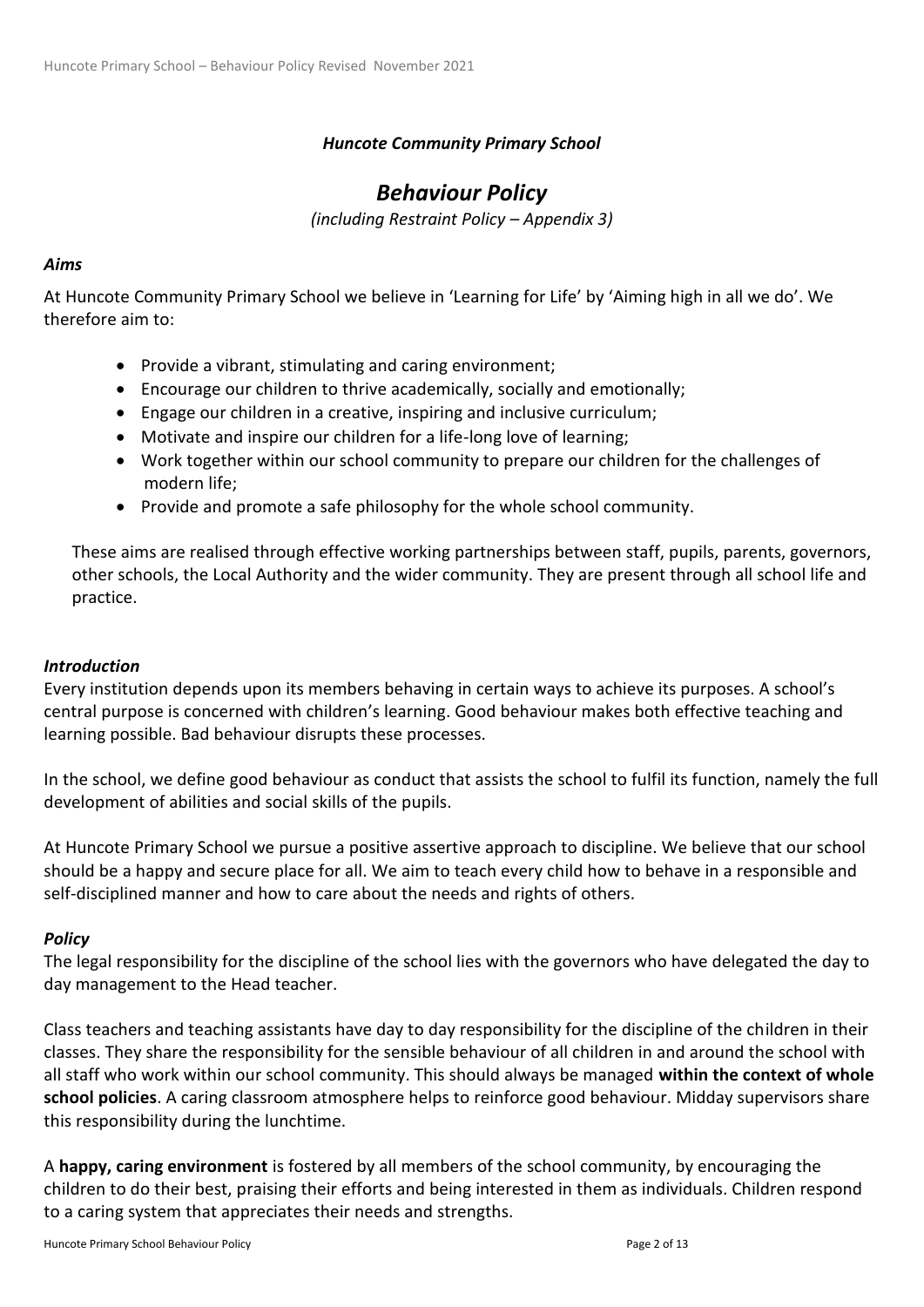***Huncote Community Primary School***

# *Behaviour Policy*

*(including Restraint Policy – Appendix 3)*

### *Aims*

At Huncote Community Primary School we believe in 'Learning for Life' by 'Aiming high in all we do'. We therefore aim to:

- Provide a vibrant, stimulating and caring environment;
- Encourage our children to thrive academically, socially and emotionally;
- Engage our children in a creative, inspiring and inclusive curriculum;
- Motivate and inspire our children for a life-long love of learning;
- Work together within our school community to prepare our children for the challenges of modern life;
- Provide and promote a safe philosophy for the whole school community.

These aims are realised through effective working partnerships between staff, pupils, parents, governors, other schools, the Local Authority and the wider community. They are present through all school life and practice.

### *Introduction*

Every institution depends upon its members behaving in certain ways to achieve its purposes. A school's central purpose is concerned with children's learning. Good behaviour makes both effective teaching and learning possible. Bad behaviour disrupts these processes.

In the school, we define good behaviour as conduct that assists the school to fulfil its function, namely the full development of abilities and social skills of the pupils.

At Huncote Primary School we pursue a positive assertive approach to discipline. We believe that our school should be a happy and secure place for all. We aim to teach every child how to behave in a responsible and self-disciplined manner and how to care about the needs and rights of others.

### *Policy*

The legal responsibility for the discipline of the school lies with the governors who have delegated the day to day management to the Head teacher.

Class teachers and teaching assistants have day to day responsibility for the discipline of the children in their classes. They share the responsibility for the sensible behaviour of all children in and around the school with all staff who work within our school community. This should always be managed **within the context of whole school policies**. A caring classroom atmosphere helps to reinforce good behaviour. Midday supervisors share this responsibility during the lunchtime.

A **happy, caring environment** is fostered by all members of the school community, by encouraging the children to do their best, praising their efforts and being interested in them as individuals. Children respond to a caring system that appreciates their needs and strengths.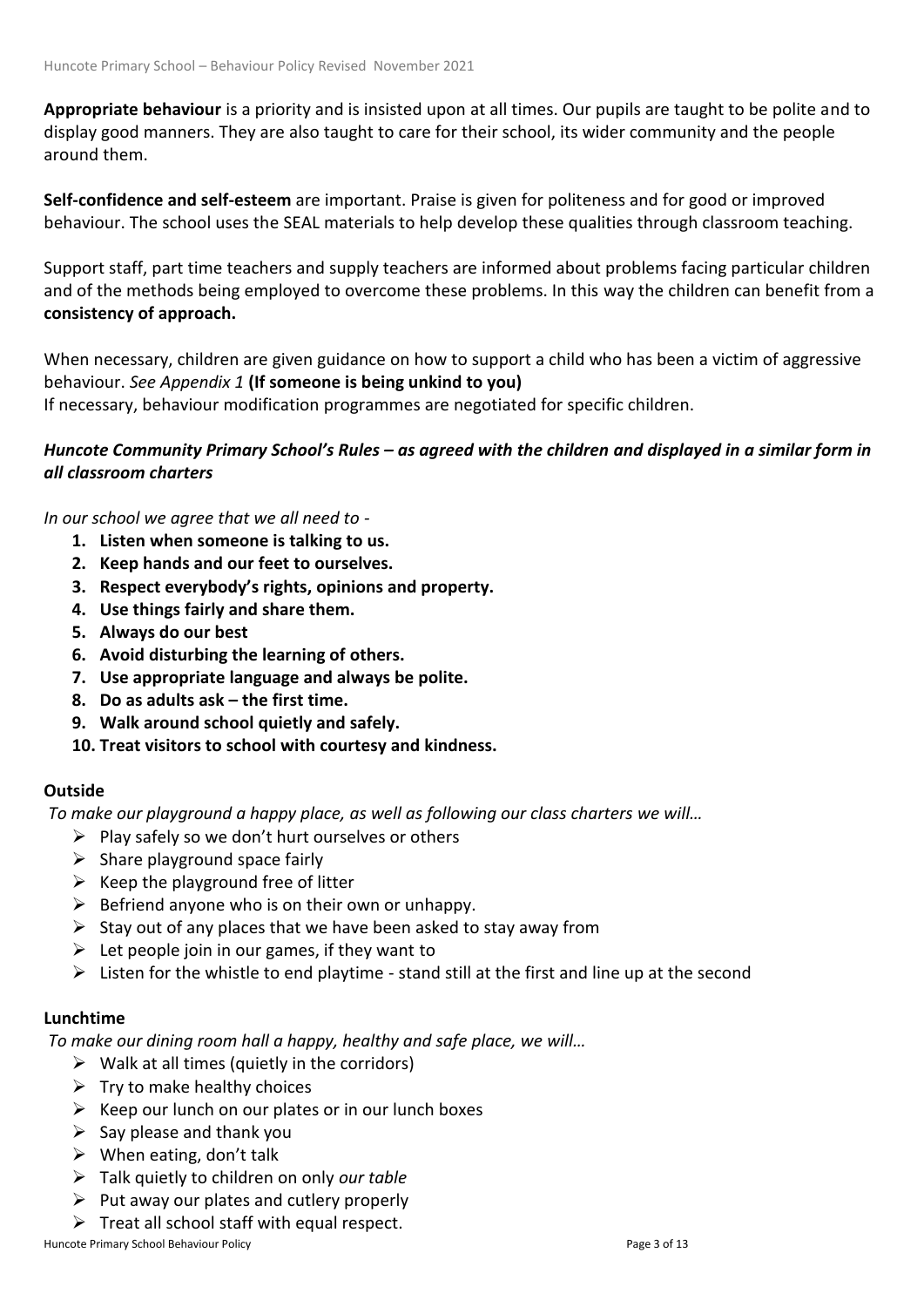**Appropriate behaviour** is a priority and is insisted upon at all times. Our pupils are taught to be polite and to display good manners. They are also taught to care for their school, its wider community and the people around them.

**Self-confidence and self-esteem** are important. Praise is given for politeness and for good or improved behaviour. The school uses the SEAL materials to help develop these qualities through classroom teaching.

Support staff, part time teachers and supply teachers are informed about problems facing particular children and of the methods being employed to overcome these problems. In this way the children can benefit from a **consistency of approach.**

When necessary, children are given guidance on how to support a child who has been a victim of aggressive behaviour. *See Appendix 1* **(If someone is being unkind to you)**
If necessary, behaviour modification programmes are negotiated for specific children.

### *Huncote Community Primary School's Rules – as agreed with the children and displayed in a similar form in all classroom charters*

*In our school we agree that we all need to -*

1. **Listen when someone is talking to us.**
2. **Keep hands and our feet to ourselves.**
3. **Respect everybody's rights, opinions and property.**
4. **Use things fairly and share them.**
5. **Always do our best**
6. **Avoid disturbing the learning of others.**
7. **Use appropriate language and always be polite.**
8. **Do as adults ask – the first time.**
9. **Walk around school quietly and safely.**
10. **Treat visitors to school with courtesy and kindness.**

### Outside

*To make our playground a happy place, as well as following our class charters we will…*

- Play safely so we don't hurt ourselves or others
- Share playground space fairly
- Keep the playground free of litter
- Befriend anyone who is on their own or unhappy.
- Stay out of any places that we have been asked to stay away from
- Let people join in our games, if they want to
- Listen for the whistle to end playtime - stand still at the first and line up at the second

### Lunchtime

*To make our dining room hall a happy, healthy and safe place, we will…*

- Walk at all times (quietly in the corridors)
- Try to make healthy choices
- Keep our lunch on our plates or in our lunch boxes
- Say please and thank you
- When eating, don't talk
- Talk quietly to children on only *our table*
- Put away our plates and cutlery properly
- Treat all school staff with equal respect.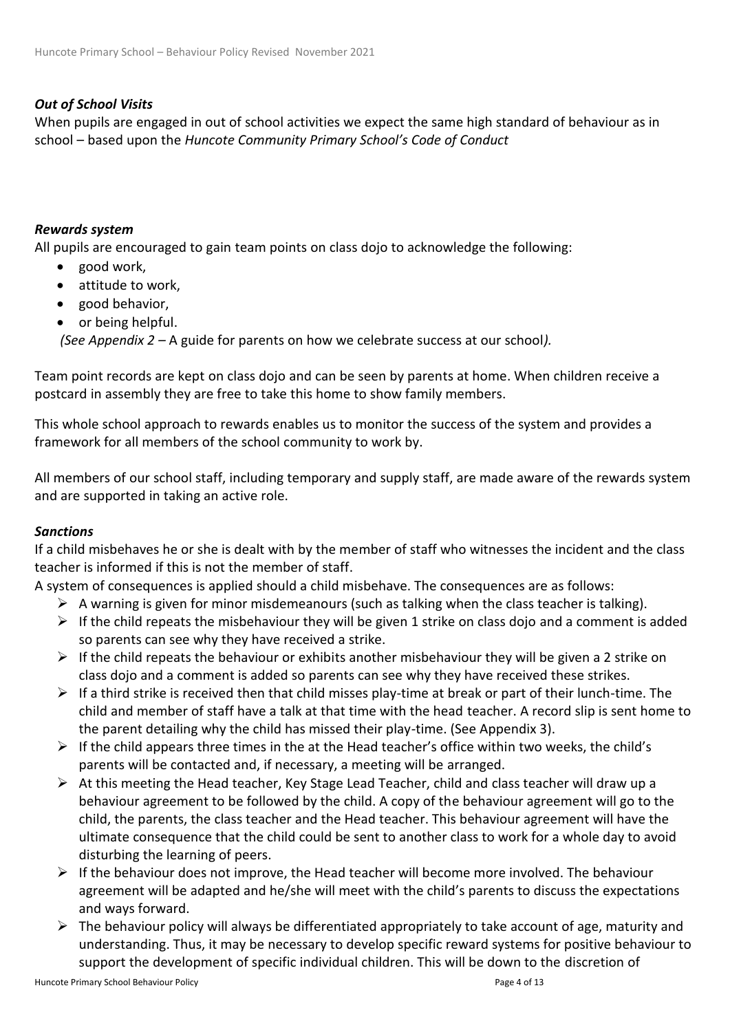### *Out of School Visits*

When pupils are engaged in out of school activities we expect the same high standard of behaviour as in school – based upon the *Huncote Community Primary School's Code of Conduct*

### *Rewards system*

All pupils are encouraged to gain team points on class dojo to acknowledge the following:

- good work,
- attitude to work,
- good behavior,
- or being helpful.

*(See Appendix 2 –* A guide for parents on how we celebrate success at our school*).*

Team point records are kept on class dojo and can be seen by parents at home. When children receive a postcard in assembly they are free to take this home to show family members.

This whole school approach to rewards enables us to monitor the success of the system and provides a framework for all members of the school community to work by.

All members of our school staff, including temporary and supply staff, are made aware of the rewards system and are supported in taking an active role.

### *Sanctions*

If a child misbehaves he or she is dealt with by the member of staff who witnesses the incident and the class teacher is informed if this is not the member of staff.

A system of consequences is applied should a child misbehave. The consequences are as follows:

- A warning is given for minor misdemeanours (such as talking when the class teacher is talking).
- If the child repeats the misbehaviour they will be given 1 strike on class dojo and a comment is added so parents can see why they have received a strike.
- If the child repeats the behaviour or exhibits another misbehaviour they will be given a 2 strike on class dojo and a comment is added so parents can see why they have received these strikes.
- If a third strike is received then that child misses play-time at break or part of their lunch-time. The child and member of staff have a talk at that time with the head teacher. A record slip is sent home to the parent detailing why the child has missed their play-time. (See Appendix 3).
- If the child appears three times in the at the Head teacher's office within two weeks, the child's parents will be contacted and, if necessary, a meeting will be arranged.
- At this meeting the Head teacher, Key Stage Lead Teacher, child and class teacher will draw up a behaviour agreement to be followed by the child. A copy of the behaviour agreement will go to the child, the parents, the class teacher and the Head teacher. This behaviour agreement will have the ultimate consequence that the child could be sent to another class to work for a whole day to avoid disturbing the learning of peers.
- If the behaviour does not improve, the Head teacher will become more involved. The behaviour agreement will be adapted and he/she will meet with the child's parents to discuss the expectations and ways forward.
- The behaviour policy will always be differentiated appropriately to take account of age, maturity and understanding. Thus, it may be necessary to develop specific reward systems for positive behaviour to support the development of specific individual children. This will be down to the discretion of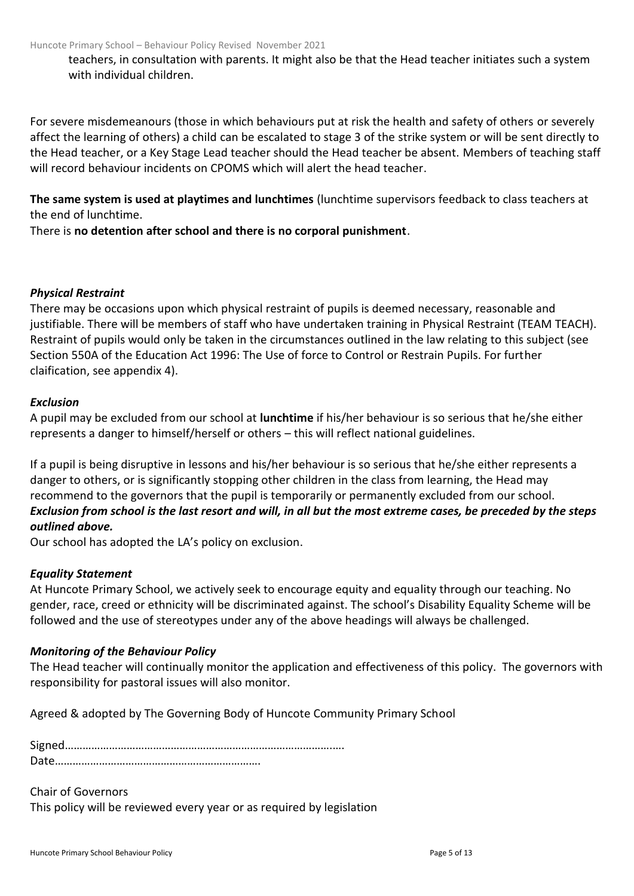teachers, in consultation with parents. It might also be that the Head teacher initiates such a system with individual children.

For severe misdemeanours (those in which behaviours put at risk the health and safety of others or severely affect the learning of others) a child can be escalated to stage 3 of the strike system or will be sent directly to the Head teacher, or a Key Stage Lead teacher should the Head teacher be absent. Members of teaching staff will record behaviour incidents on CPOMS which will alert the head teacher.

**The same system is used at playtimes and lunchtimes** (lunchtime supervisors feedback to class teachers at the end of lunchtime.

There is **no detention after school and there is no corporal punishment**.

### *Physical Restraint*

There may be occasions upon which physical restraint of pupils is deemed necessary, reasonable and justifiable. There will be members of staff who have undertaken training in Physical Restraint (TEAM TEACH). Restraint of pupils would only be taken in the circumstances outlined in the law relating to this subject (see Section 550A of the Education Act 1996: The Use of force to Control or Restrain Pupils. For further claification, see appendix 4).

### *Exclusion*

A pupil may be excluded from our school at **lunchtime** if his/her behaviour is so serious that he/she either represents a danger to himself/herself or others – this will reflect national guidelines.

If a pupil is being disruptive in lessons and his/her behaviour is so serious that he/she either represents a danger to others, or is significantly stopping other children in the class from learning, the Head may recommend to the governors that the pupil is temporarily or permanently excluded from our school. ***Exclusion from school is the last resort and will, in all but the most extreme cases, be preceded by the steps outlined above.***

Our school has adopted the LA's policy on exclusion.

### *Equality Statement*

At Huncote Primary School, we actively seek to encourage equity and equality through our teaching. No gender, race, creed or ethnicity will be discriminated against. The school's Disability Equality Scheme will be followed and the use of stereotypes under any of the above headings will always be challenged.

### *Monitoring of the Behaviour Policy*

The Head teacher will continually monitor the application and effectiveness of this policy. The governors with responsibility for pastoral issues will also monitor.

Agreed & adopted by The Governing Body of Huncote Community Primary School

Signed………………………………………………………………………………….
Date…………………………………………………………….

Chair of Governors
This policy will be reviewed every year or as required by legislation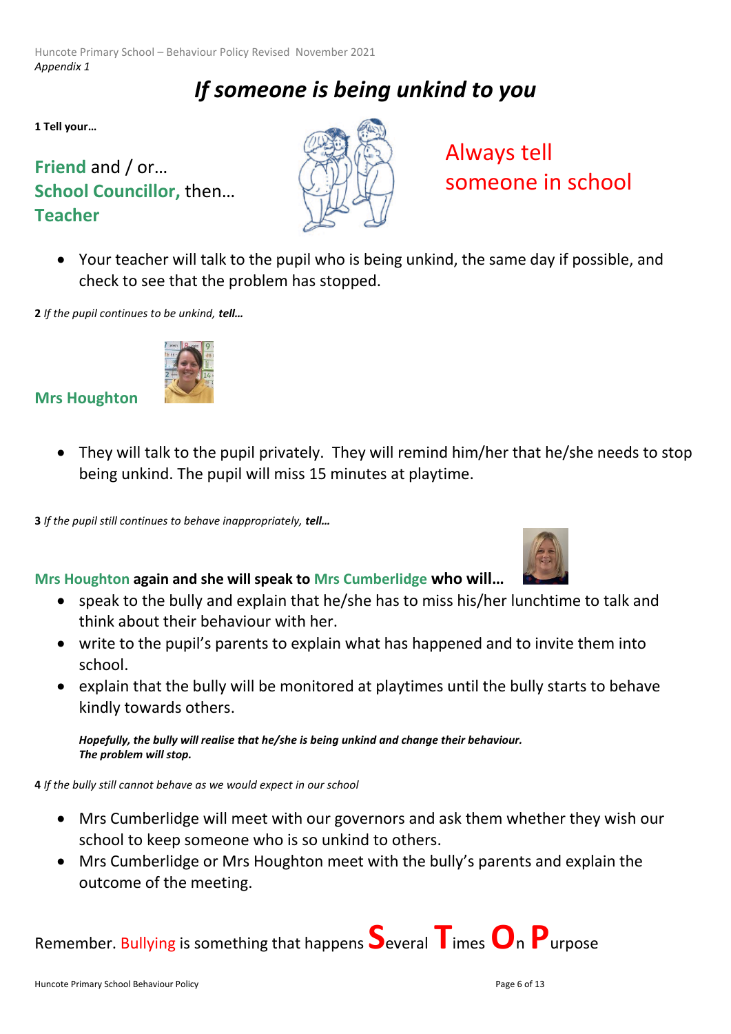*Appendix 1*

# *If someone is being unkind to you*

**1 Tell your…**

**Friend** and / or…
**School Councillor,** then…
**Teacher**

Always tell someone in school

- Your teacher will talk to the pupil who is being unkind, the same day if possible, and check to see that the problem has stopped.

**2** *If the pupil continues to be unkind,* ***tell…***

**Mrs Houghton**

- They will talk to the pupil privately. They will remind him/her that he/she needs to stop being unkind. The pupil will miss 15 minutes at playtime.

**3** *If the pupil still continues to behave inappropriately,* ***tell…***

**Mrs Houghton again and she will speak to Mrs Cumberlidge who will…**

- speak to the bully and explain that he/she has to miss his/her lunchtime to talk and think about their behaviour with her.
- write to the pupil's parents to explain what has happened and to invite them into school.
- explain that the bully will be monitored at playtimes until the bully starts to behave kindly towards others.

***Hopefully, the bully will realise that he/she is being unkind and change their behaviour.***
***The problem will stop.***

**4** *If the bully still cannot behave as we would expect in our school*

- Mrs Cumberlidge will meet with our governors and ask them whether they wish our school to keep someone who is so unkind to others.
- Mrs Cumberlidge or Mrs Houghton meet with the bully's parents and explain the outcome of the meeting.

Remember. Bullying is something that happens **S**everal **T**imes **O**n **P**urpose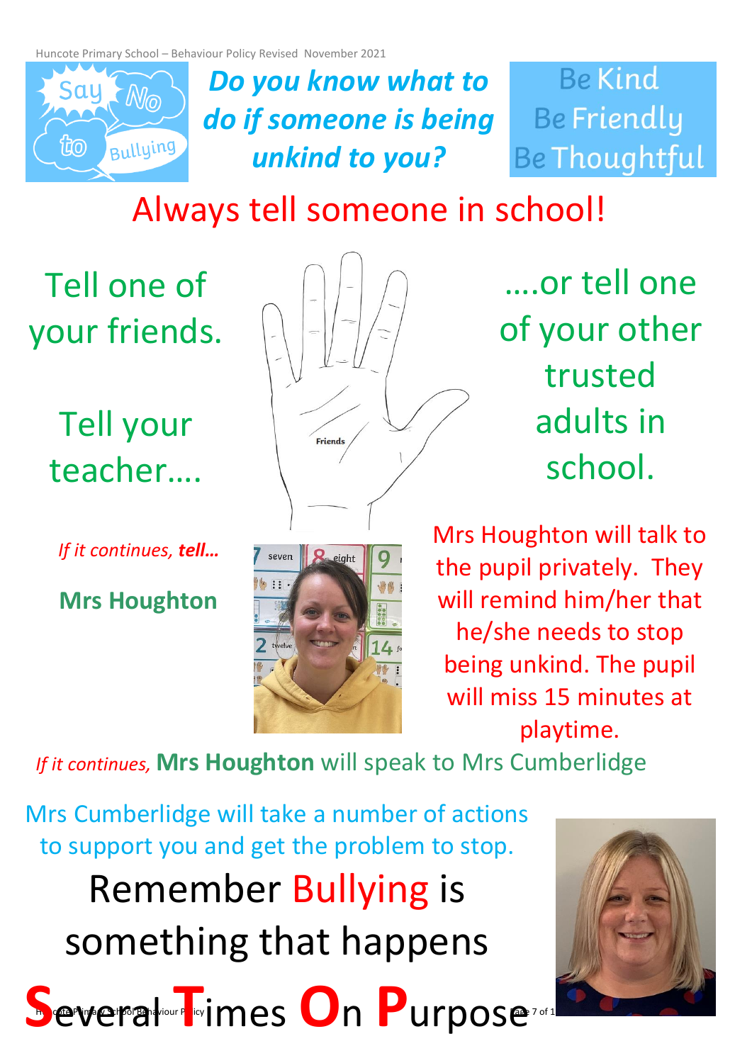Say No to Bullying

***Do you know what to do if someone is being unkind to you?***

Be Kind
Be Friendly
Be Thoughtful

## Always tell someone in school!

Tell one of your friends.

Tell your teacher….

….or tell one of your other trusted adults in school.

Friends

*If it continues, **tell…***

**Mrs Houghton**

Mrs Houghton will talk to the pupil privately. They will remind him/her that he/she needs to stop being unkind. The pupil will miss 15 minutes at playtime.

*If it continues,* **Mrs Houghton** will speak to Mrs Cumberlidge

Mrs Cumberlidge will take a number of actions to support you and get the problem to stop.

Remember Bullying is something that happens

**S**everal **T**imes **O**n **P**urpose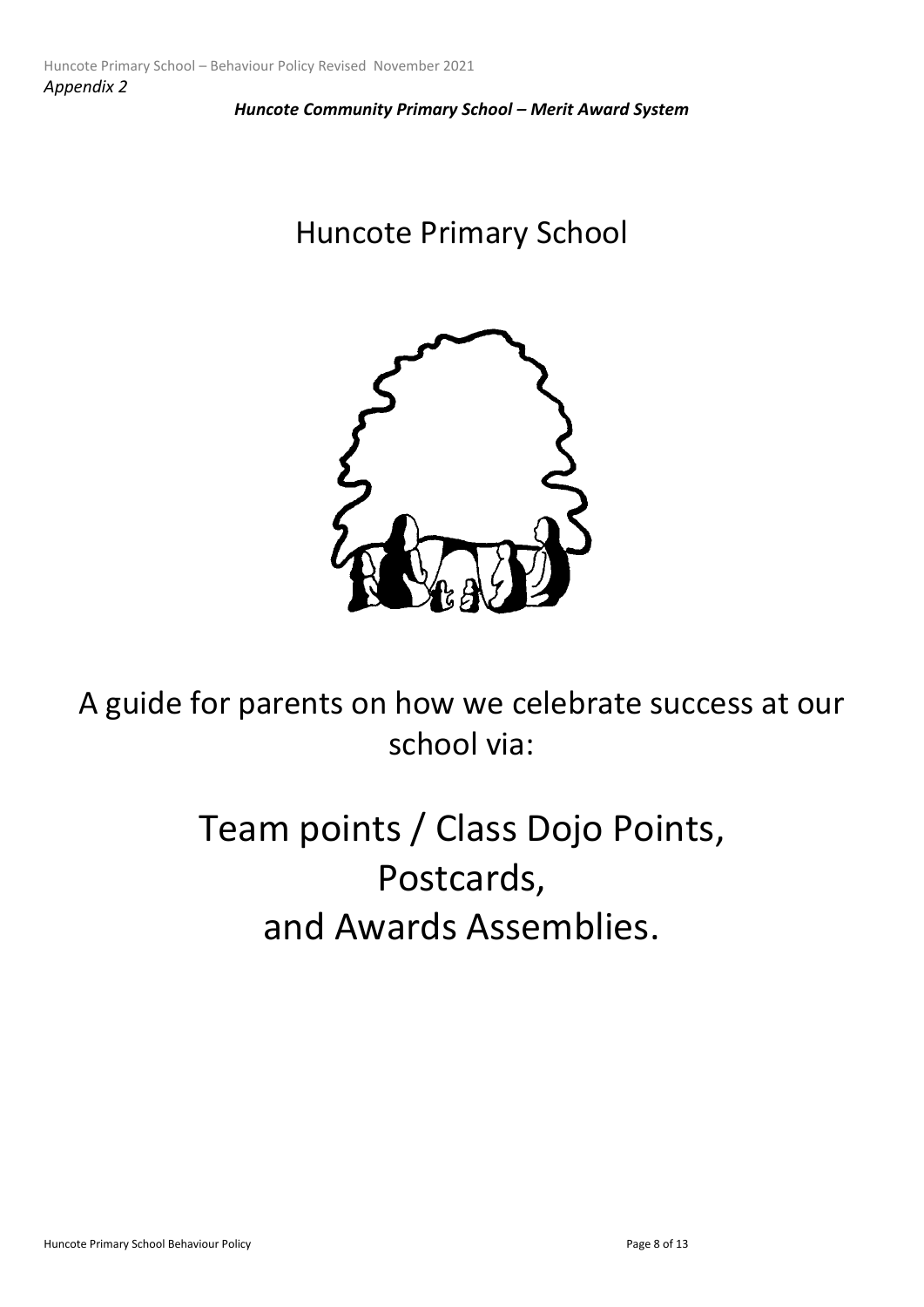*Appendix 2*

***Huncote Community Primary School – Merit Award System***

# Huncote Primary School

A guide for parents on how we celebrate success at our school via:

## Team points / Class Dojo Points, Postcards, and Awards Assemblies.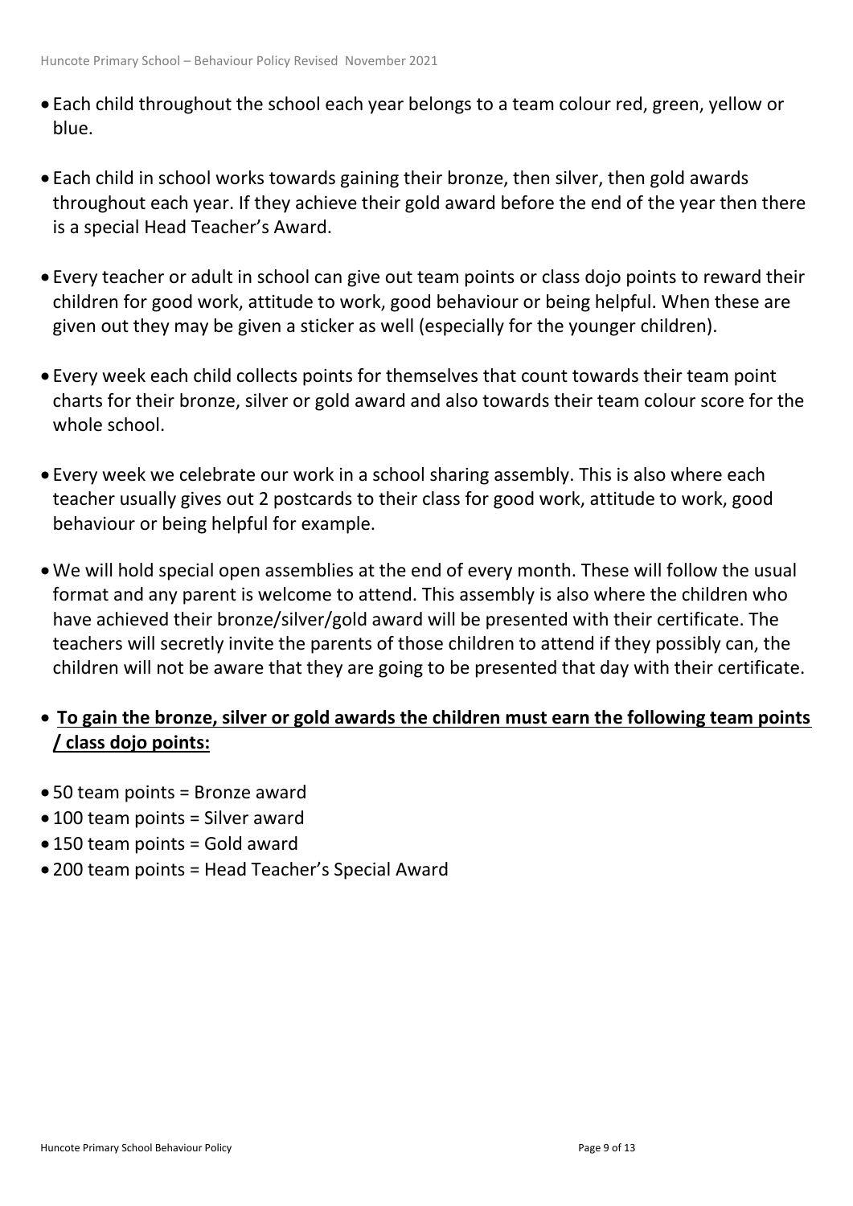- Each child throughout the school each year belongs to a team colour red, green, yellow or blue.

- Each child in school works towards gaining their bronze, then silver, then gold awards throughout each year. If they achieve their gold award before the end of the year then there is a special Head Teacher's Award.

- Every teacher or adult in school can give out team points or class dojo points to reward their children for good work, attitude to work, good behaviour or being helpful. When these are given out they may be given a sticker as well (especially for the younger children).

- Every week each child collects points for themselves that count towards their team point charts for their bronze, silver or gold award and also towards their team colour score for the whole school.

- Every week we celebrate our work in a school sharing assembly. This is also where each teacher usually gives out 2 postcards to their class for good work, attitude to work, good behaviour or being helpful for example.

- We will hold special open assemblies at the end of every month. These will follow the usual format and any parent is welcome to attend. This assembly is also where the children who have achieved their bronze/silver/gold award will be presented with their certificate. The teachers will secretly invite the parents of those children to attend if they possibly can, the children will not be aware that they are going to be presented that day with their certificate.

- **<u>To gain the bronze, silver or gold awards the children must earn the following team points / class dojo points:</u>**

- 50 team points = Bronze award
- 100 team points = Silver award
- 150 team points = Gold award
- 200 team points = Head Teacher's Special Award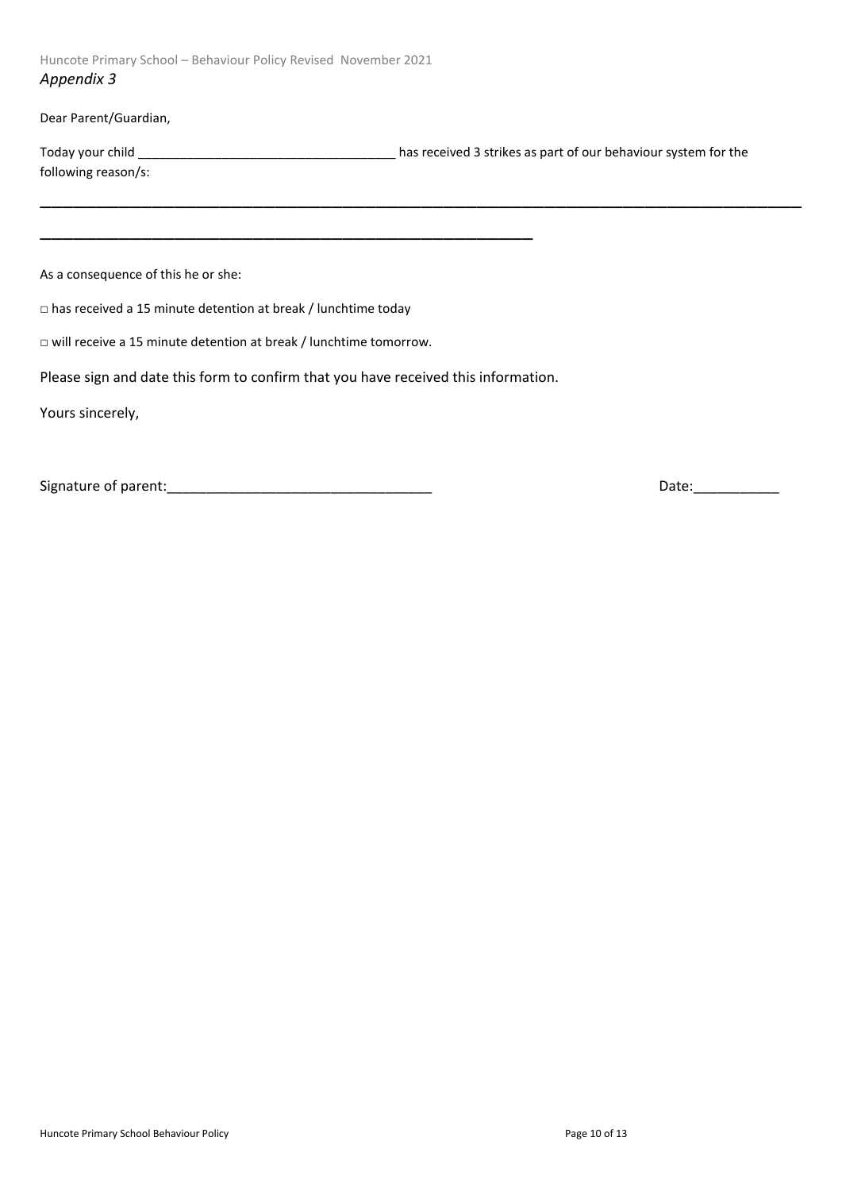*Appendix 3*

Dear Parent/Guardian,

Today your child ____________________________________ has received 3 strikes as part of our behaviour system for the following reason/s:

___________________________________________________________________________________________

_______________________________________________________________

As a consequence of this he or she:

□ has received a 15 minute detention at break / lunchtime today

□ will receive a 15 minute detention at break / lunchtime tomorrow.

Please sign and date this form to confirm that you have received this information.

Yours sincerely,

Signature of parent:__________________________________ Date:___________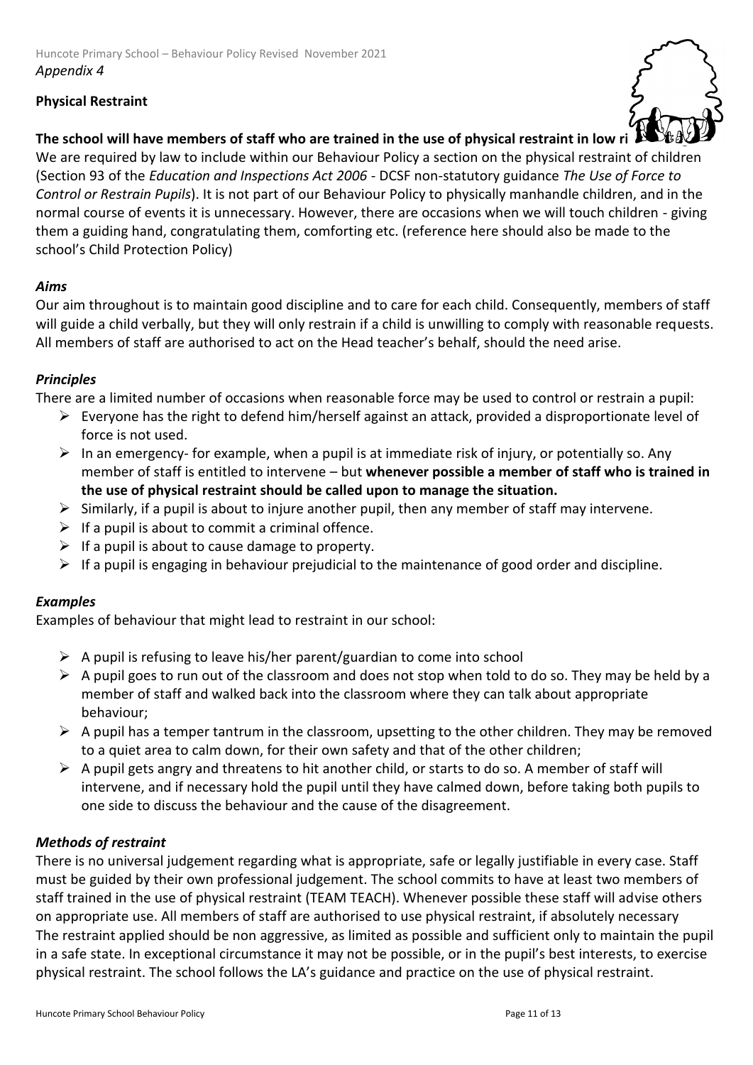*Appendix 4*

**Physical Restraint**

**The school will have members of staff who are trained in the use of physical restraint in low ri**

We are required by law to include within our Behaviour Policy a section on the physical restraint of children (Section 93 of the *Education and Inspections Act 2006* - DCSF non-statutory guidance *The Use of Force to Control or Restrain Pupils*). It is not part of our Behaviour Policy to physically manhandle children, and in the normal course of events it is unnecessary. However, there are occasions when we will touch children - giving them a guiding hand, congratulating them, comforting etc. (reference here should also be made to the school's Child Protection Policy)

***Aims***

Our aim throughout is to maintain good discipline and to care for each child. Consequently, members of staff will guide a child verbally, but they will only restrain if a child is unwilling to comply with reasonable requests. All members of staff are authorised to act on the Head teacher's behalf, should the need arise.

***Principles***

There are a limited number of occasions when reasonable force may be used to control or restrain a pupil:

- Everyone has the right to defend him/herself against an attack, provided a disproportionate level of force is not used.
- In an emergency- for example, when a pupil is at immediate risk of injury, or potentially so. Any member of staff is entitled to intervene – but **whenever possible a member of staff who is trained in the use of physical restraint should be called upon to manage the situation.**
- Similarly, if a pupil is about to injure another pupil, then any member of staff may intervene.
- If a pupil is about to commit a criminal offence.
- If a pupil is about to cause damage to property.
- If a pupil is engaging in behaviour prejudicial to the maintenance of good order and discipline.

***Examples***

Examples of behaviour that might lead to restraint in our school:

- A pupil is refusing to leave his/her parent/guardian to come into school
- A pupil goes to run out of the classroom and does not stop when told to do so. They may be held by a member of staff and walked back into the classroom where they can talk about appropriate behaviour;
- A pupil has a temper tantrum in the classroom, upsetting to the other children. They may be removed to a quiet area to calm down, for their own safety and that of the other children;
- A pupil gets angry and threatens to hit another child, or starts to do so. A member of staff will intervene, and if necessary hold the pupil until they have calmed down, before taking both pupils to one side to discuss the behaviour and the cause of the disagreement.

***Methods of restraint***

There is no universal judgement regarding what is appropriate, safe or legally justifiable in every case. Staff must be guided by their own professional judgement. The school commits to have at least two members of staff trained in the use of physical restraint (TEAM TEACH). Whenever possible these staff will advise others on appropriate use. All members of staff are authorised to use physical restraint, if absolutely necessary

The restraint applied should be non aggressive, as limited as possible and sufficient only to maintain the pupil in a safe state. In exceptional circumstance it may not be possible, or in the pupil's best interests, to exercise physical restraint. The school follows the LA's guidance and practice on the use of physical restraint.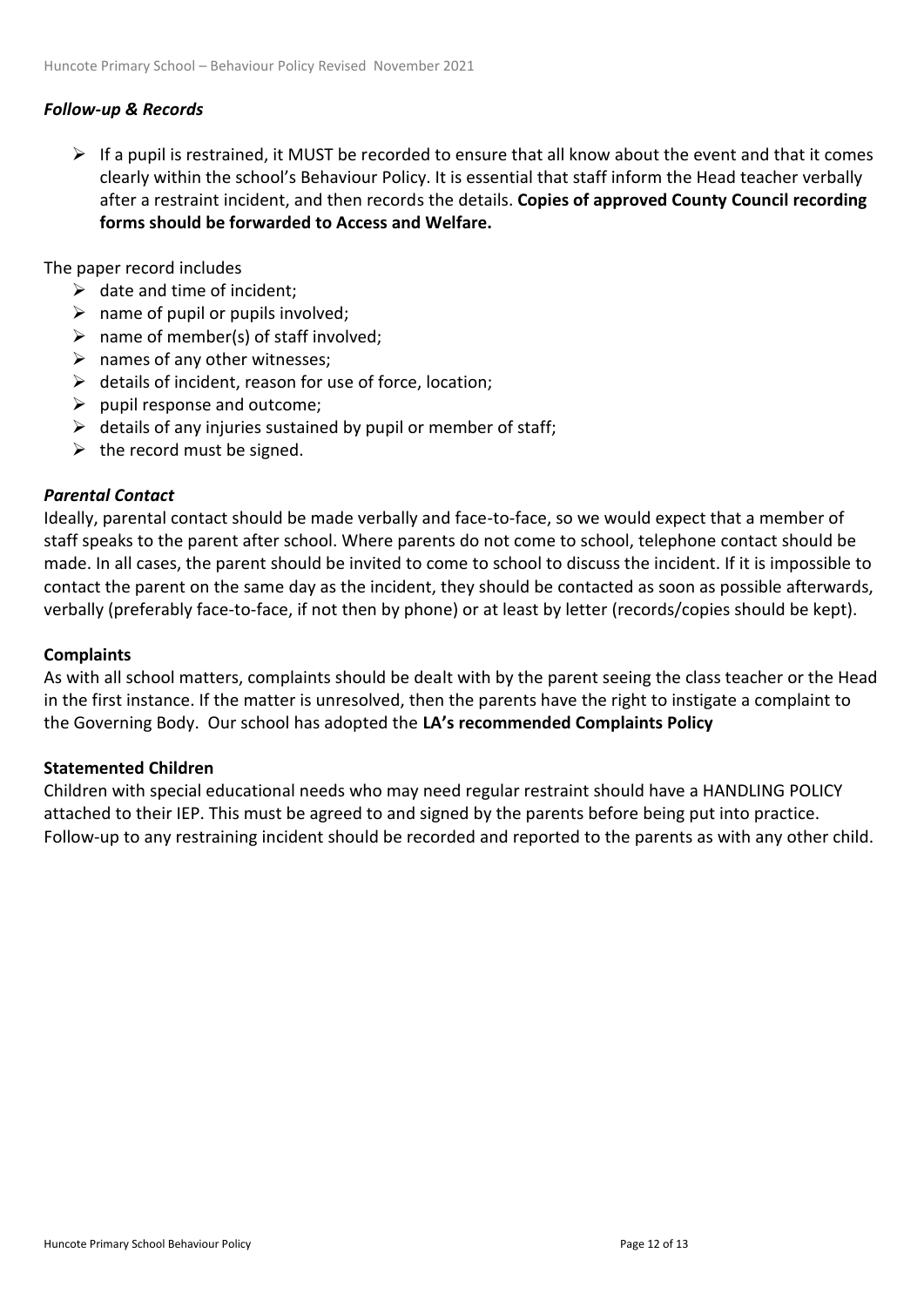### *Follow-up & Records*

- If a pupil is restrained, it MUST be recorded to ensure that all know about the event and that it comes clearly within the school's Behaviour Policy. It is essential that staff inform the Head teacher verbally after a restraint incident, and then records the details. **Copies of approved County Council recording forms should be forwarded to Access and Welfare.**

The paper record includes

- date and time of incident;
- name of pupil or pupils involved;
- name of member(s) of staff involved;
- names of any other witnesses;
- details of incident, reason for use of force, location;
- pupil response and outcome;
- details of any injuries sustained by pupil or member of staff;
- the record must be signed.

### *Parental Contact*

Ideally, parental contact should be made verbally and face-to-face, so we would expect that a member of staff speaks to the parent after school. Where parents do not come to school, telephone contact should be made. In all cases, the parent should be invited to come to school to discuss the incident. If it is impossible to contact the parent on the same day as the incident, they should be contacted as soon as possible afterwards, verbally (preferably face-to-face, if not then by phone) or at least by letter (records/copies should be kept).

### Complaints

As with all school matters, complaints should be dealt with by the parent seeing the class teacher or the Head in the first instance. If the matter is unresolved, then the parents have the right to instigate a complaint to the Governing Body. Our school has adopted the **LA's recommended Complaints Policy**

### Statemented Children

Children with special educational needs who may need regular restraint should have a HANDLING POLICY attached to their IEP. This must be agreed to and signed by the parents before being put into practice. Follow-up to any restraining incident should be recorded and reported to the parents as with any other child.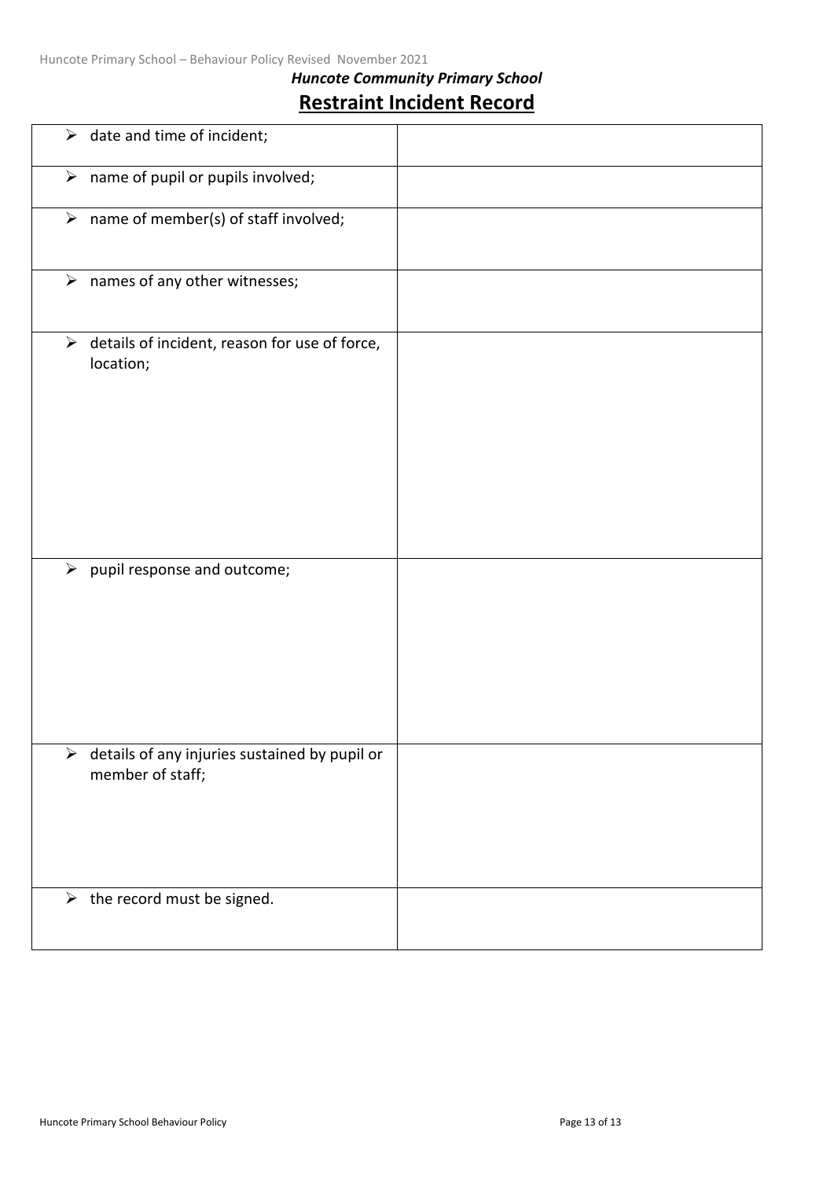*Huncote Community Primary School*

# Restraint Incident Record

| | |
|---|---|
| ➢ date and time of incident; | |
| ➢ name of pupil or pupils involved; | |
| ➢ name of member(s) of staff involved; | |
| ➢ names of any other witnesses; | |
| ➢ details of incident, reason for use of force, location; | |
| ➢ pupil response and outcome; | |
| ➢ details of any injuries sustained by pupil or member of staff; | |
| ➢ the record must be signed. | |